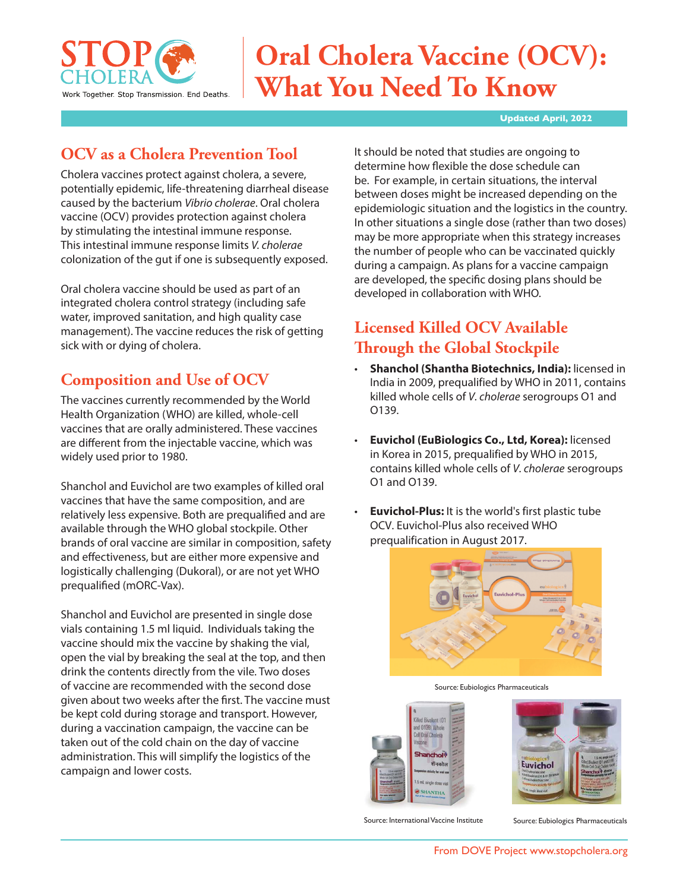# Oral Cholera Vaccine (OCV): What You Need To Know

Updated April, 2022

## OCV as a Cholera Prevention Tool

Cholera vaccines protect against cholera, a severe, potentially epidemic, life-threatening diarrheal disease caused by the bacterium *Vibrio cholerae*. Oral cholera vaccine (OCV) provides protection against cholera by stimulating the intestinal immune response. This intestinal immune response limits *V. cholerae* colonization of the gut if one is subsequently exposed.

Oral cholera vaccine should be used as part of an integrated cholera control strategy (including safe water, improved sanitation, and high quality case management). The vaccine reduces the risk of getting sick with or dying of cholera.

## Composition and Use of OCV

The vaccines currently recommended by the World Health Organization (WHO) are killed, whole-cell vaccines that are orally administered. These vaccines are different from the injectable vaccine, which was widely used prior to 1980.

Shanchol and Euvichol are two examples of killed oral vaccines that have the same composition, and are relatively less expensive. Both are prequalified and are available through the WHO global stockpile. Other brands of oral vaccine are similar in composition, safety and effectiveness, but are either more expensive and logistically challenging (Dukoral), or are not yet WHO prequalified (mORC-Vax).

Shanchol and Euvichol are presented in single dose vials containing 1.5 ml liquid. Individuals taking the vaccine should mix the vaccine by shaking the vial, open the vial by breaking the seal at the top, and then drink the contents directly from the vile. Two doses of vaccine are recommended with the second dose given about two weeks after the first. The vaccine must be kept cold during storage and transport. However, during a vaccination campaign, the vaccine can be taken out of the cold chain on the day of vaccine administration. This will simplify the logistics of the campaign and lower costs.

It should be noted that studies are ongoing to determine how flexible the dose schedule can be. For example, in certain situations, the interval between doses might be increased depending on the epidemiologic situation and the logistics in the country. In other situations a single dose (rather than two doses) may be more appropriate when this strategy increases the number of people who can be vaccinated quickly during a campaign. As plans for a vaccine campaign are developed, the specific dosing plans should be developed in collaboration with WHO.

## Licensed Killed OCV Available Through the Global Stockpile

- **Shanchol (Shantha Biotechnics, India):** licensed in India in 2009, prequalified by WHO in 2011, contains killed whole cells of *V. cholerae* serogroups O1 and O139.
- **Euvichol (EuBiologics Co., Ltd, Korea):** licensed in Korea in 2015, prequalified by WHO in 2015, contains killed whole cells of *V. cholerae* serogroups O1 and O139.
- **Euvichol-Plus:** It is the world's first plastic tube OCV. Euvichol-Plus also received WHO prequalification in August 2017.

Source: Eubiologics Pharmaceuticals

Source: International Vaccine Institute

Source: Eubiologics Pharmaceuticals

From DOVE Project www.stopcholera.org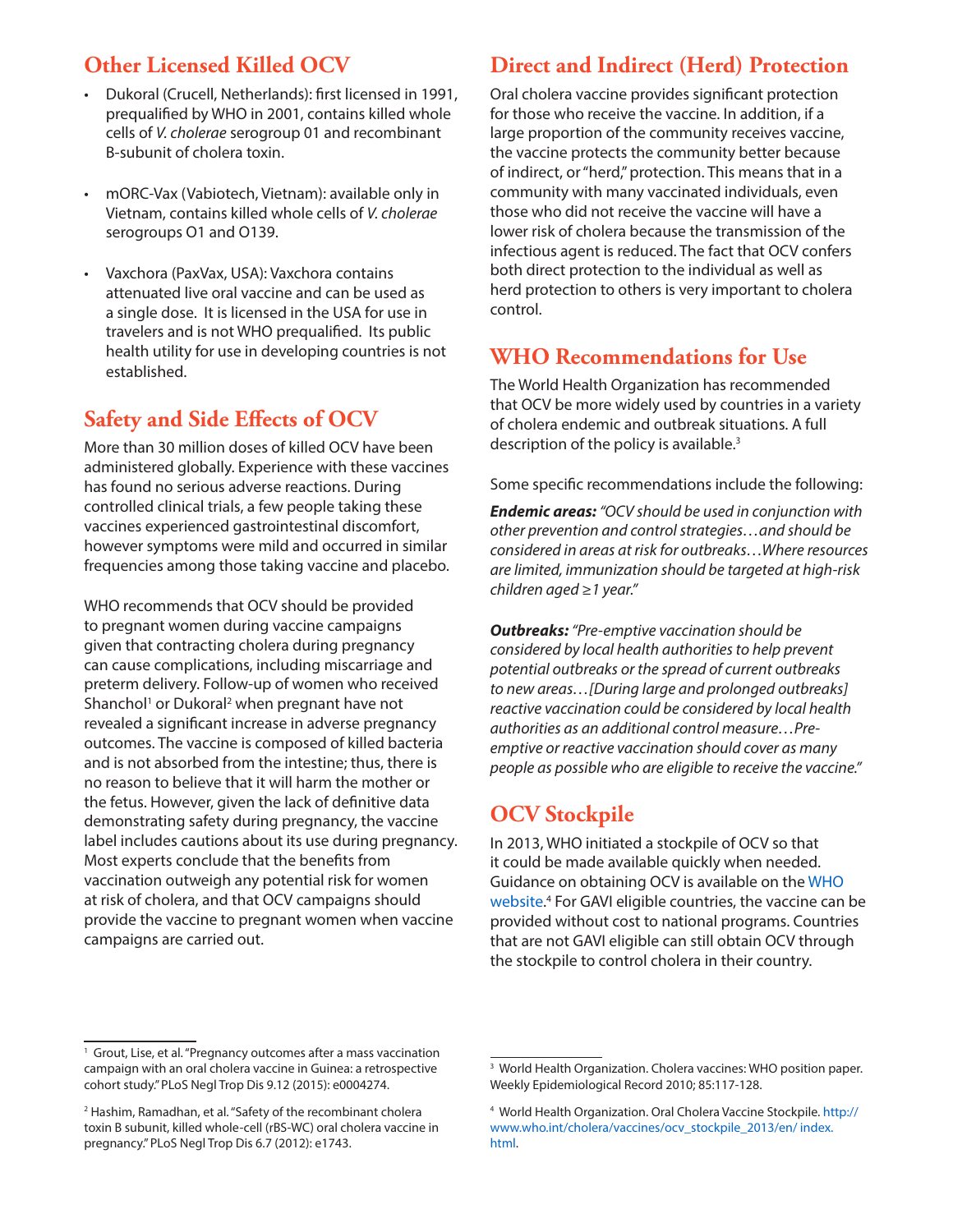## Other Licensed Killed OCV

- Dukoral (Crucell, Netherlands): first licensed in 1991, prequalified by WHO in 2001, contains killed whole cells of *V. cholerae* serogroup 01 and recombinant B-subunit of cholera toxin.
- mORC-Vax (Vabiotech, Vietnam): available only in Vietnam, contains killed whole cells of *V. cholerae* serogroups O1 and O139.
- Vaxchora (PaxVax, USA): Vaxchora contains attenuated live oral vaccine and can be used as a single dose. It is licensed in the USA for use in travelers and is not WHO prequalified. Its public health utility for use in developing countries is not established.

## Safety and Side Effects of OCV

More than 30 million doses of killed OCV have been administered globally. Experience with these vaccines has found no serious adverse reactions. During controlled clinical trials, a few people taking these vaccines experienced gastrointestinal discomfort, however symptoms were mild and occurred in similar frequencies among those taking vaccine and placebo.

WHO recommends that OCV should be provided to pregnant women during vaccine campaigns given that contracting cholera during pregnancy can cause complications, including miscarriage and preterm delivery. Follow-up of women who received Shanchol[1] or Dukoral[2] when pregnant have not revealed a significant increase in adverse pregnancy outcomes. The vaccine is composed of killed bacteria and is not absorbed from the intestine; thus, there is no reason to believe that it will harm the mother or the fetus. However, given the lack of definitive data demonstrating safety during pregnancy, the vaccine label includes cautions about its use during pregnancy. Most experts conclude that the benefits from vaccination outweigh any potential risk for women at risk of cholera, and that OCV campaigns should provide the vaccine to pregnant women when vaccine campaigns are carried out.

## Direct and Indirect (Herd) Protection

Oral cholera vaccine provides significant protection for those who receive the vaccine. In addition, if a large proportion of the community receives vaccine, the vaccine protects the community better because of indirect, or "herd," protection. This means that in a community with many vaccinated individuals, even those who did not receive the vaccine will have a lower risk of cholera because the transmission of the infectious agent is reduced. The fact that OCV confers both direct protection to the individual as well as herd protection to others is very important to cholera control.

## WHO Recommendations for Use

The World Health Organization has recommended that OCV be more widely used by countries in a variety of cholera endemic and outbreak situations. A full description of the policy is available.[3]

Some specific recommendations include the following:

***Endemic areas:*** *"OCV should be used in conjunction with other prevention and control strategies…and should be considered in areas at risk for outbreaks…Where resources are limited, immunization should be targeted at high-risk children aged ≥1 year."*

***Outbreaks:*** *"Pre-emptive vaccination should be considered by local health authorities to help prevent potential outbreaks or the spread of current outbreaks to new areas…[During large and prolonged outbreaks] reactive vaccination could be considered by local health authorities as an additional control measure…Pre-emptive or reactive vaccination should cover as many people as possible who are eligible to receive the vaccine."*

## OCV Stockpile

In 2013, WHO initiated a stockpile of OCV so that it could be made available quickly when needed. Guidance on obtaining OCV is available on the WHO website.[4] For GAVI eligible countries, the vaccine can be provided without cost to national programs. Countries that are not GAVI eligible can still obtain OCV through the stockpile to control cholera in their country.

---

[1] Grout, Lise, et al. "Pregnancy outcomes after a mass vaccination campaign with an oral cholera vaccine in Guinea: a retrospective cohort study." PLoS Negl Trop Dis 9.12 (2015): e0004274.

[2] Hashim, Ramadhan, et al. "Safety of the recombinant cholera toxin B subunit, killed whole-cell (rBS-WC) oral cholera vaccine in pregnancy." PLoS Negl Trop Dis 6.7 (2012): e1743.

[3] World Health Organization. Cholera vaccines: WHO position paper. Weekly Epidemiological Record 2010; 85:117-128.

[4] World Health Organization. Oral Cholera Vaccine Stockpile. http://www.who.int/cholera/vaccines/ocv_stockpile_2013/en/ index.html.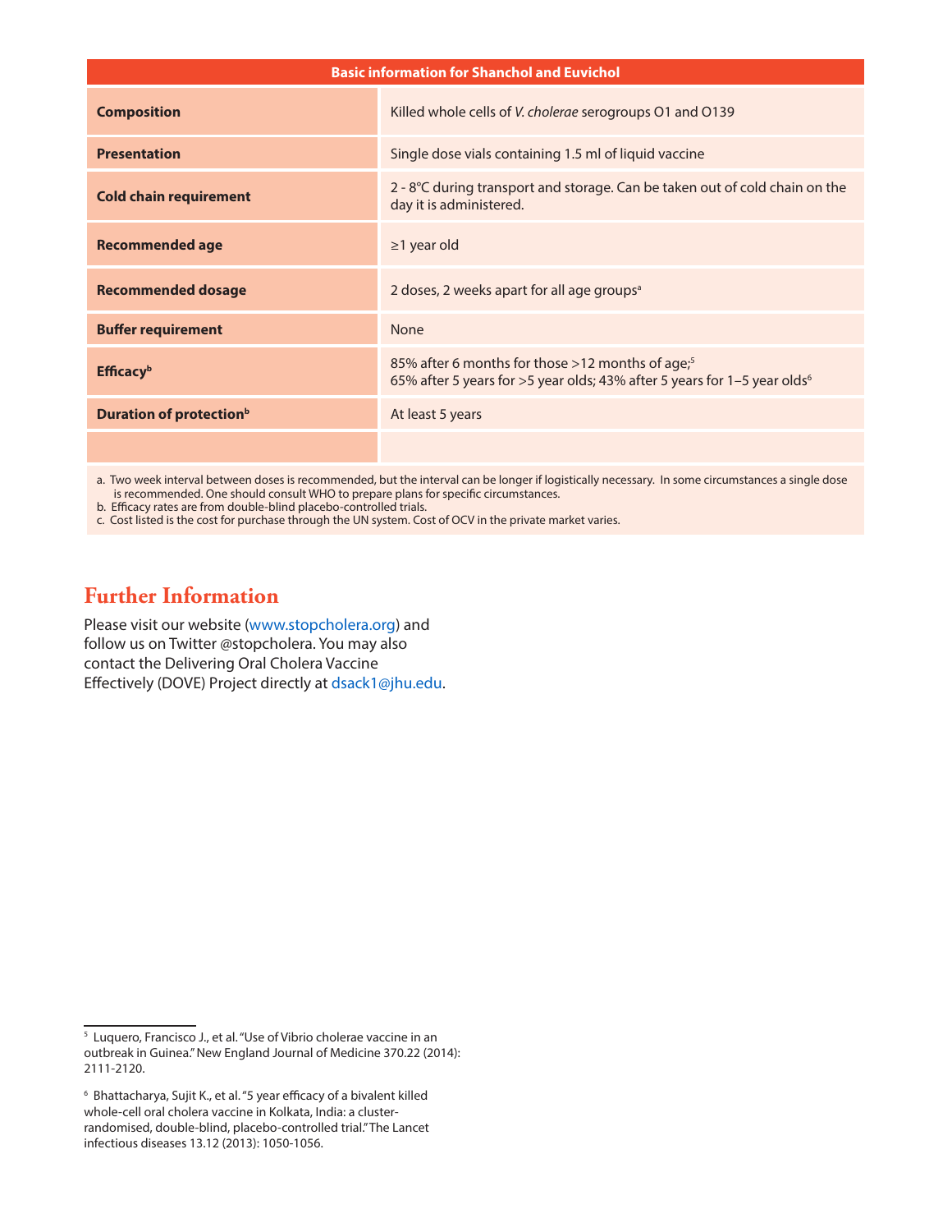| Basic information for Shanchol and Euvichol | |
|---|---|
| **Composition** | Killed whole cells of *V. cholerae* serogroups O1 and O139 |
| **Presentation** | Single dose vials containing 1.5 ml of liquid vaccine |
| **Cold chain requirement** | 2 - 8°C during transport and storage. Can be taken out of cold chain on the day it is administered. |
| **Recommended age** | ≥1 year old |
| **Recommended dosage** | 2 doses, 2 weeks apart for all age groups[a] |
| **Buffer requirement** | None |
| **Efficacy[b]** | 85% after 6 months for those >12 months of age;[5] 65% after 5 years for >5 year olds; 43% after 5 years for 1–5 year olds[6] |
| **Duration of protection[b]** | At least 5 years |
| | |

a. Two week interval between doses is recommended, but the interval can be longer if logistically necessary. In some circumstances a single dose is recommended. One should consult WHO to prepare plans for specific circumstances.
b. Efficacy rates are from double-blind placebo-controlled trials.
c. Cost listed is the cost for purchase through the UN system. Cost of OCV in the private market varies.

## Further Information

Please visit our website (www.stopcholera.org) and follow us on Twitter @stopcholera. You may also contact the Delivering Oral Cholera Vaccine Effectively (DOVE) Project directly at dsack1@jhu.edu.

[5] Luquero, Francisco J., et al. "Use of Vibrio cholerae vaccine in an outbreak in Guinea." New England Journal of Medicine 370.22 (2014): 2111-2120.

[6] Bhattacharya, Sujit K., et al. "5 year efficacy of a bivalent killed whole-cell oral cholera vaccine in Kolkata, India: a cluster-randomised, double-blind, placebo-controlled trial." The Lancet infectious diseases 13.12 (2013): 1050-1056.